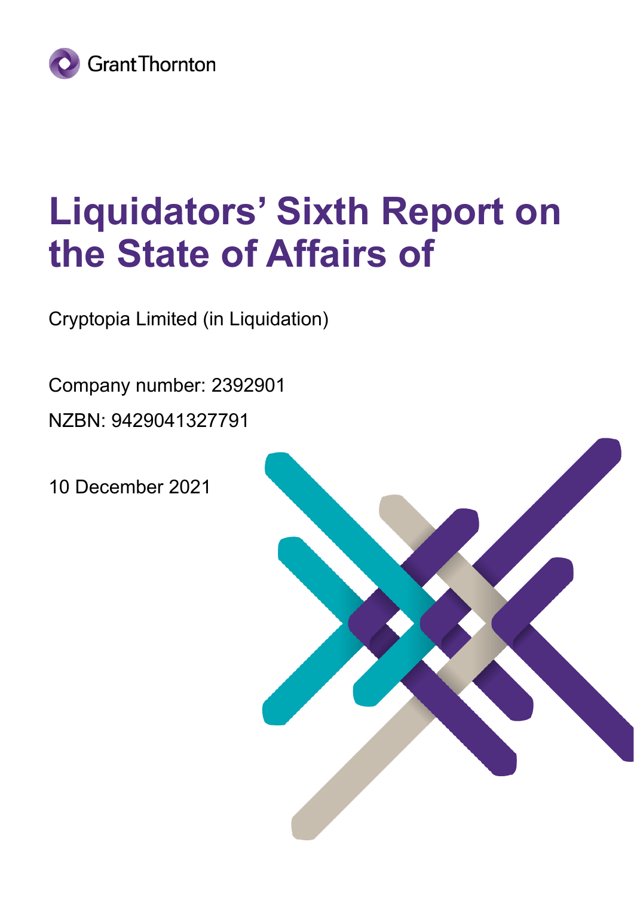Grant Thornton

# Liquidators' Sixth Report on the State of Affairs of

Cryptopia Limited (in Liquidation)

Company number: 2392901

NZBN: 9429041327791

10 December 2021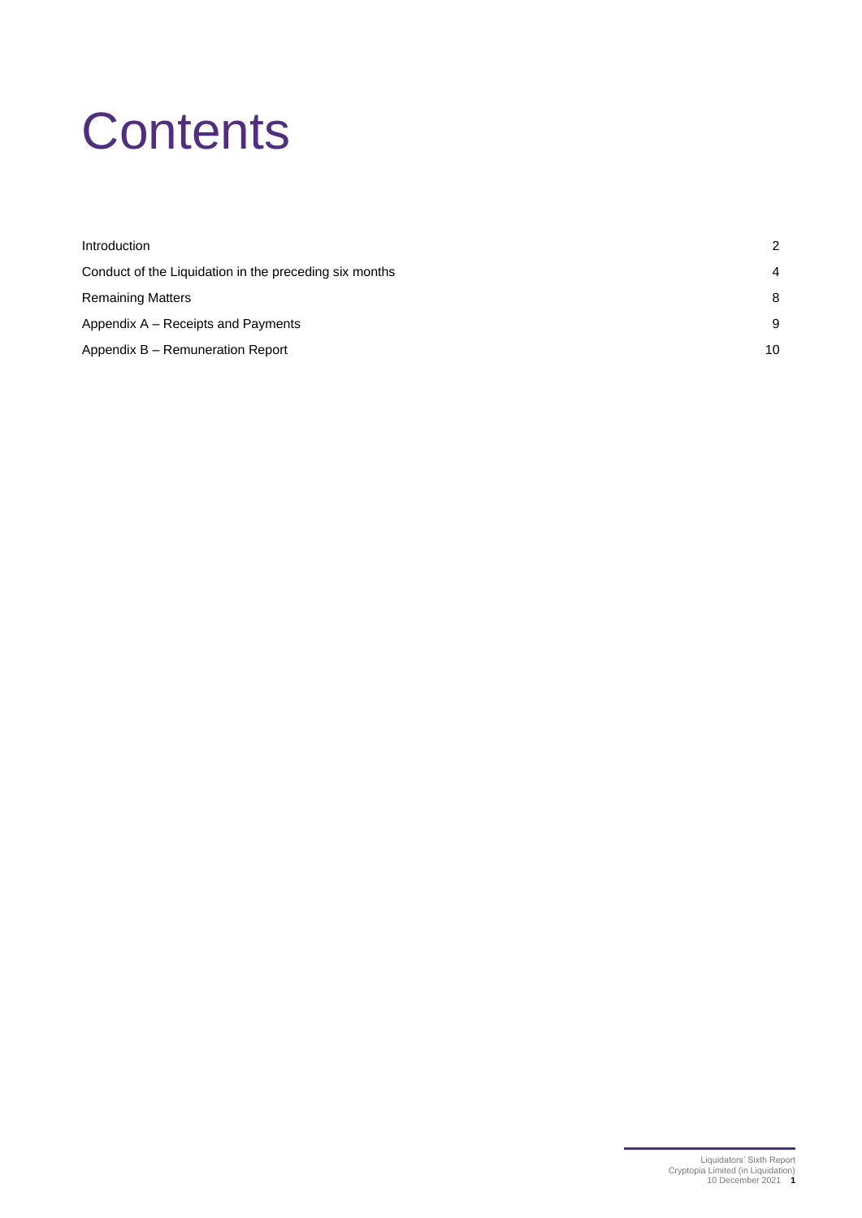# Contents

| | |
|---|---|
| Introduction | 2 |
| Conduct of the Liquidation in the preceding six months | 4 |
| Remaining Matters | 8 |
| Appendix A – Receipts and Payments | 9 |
| Appendix B – Remuneration Report | 10 |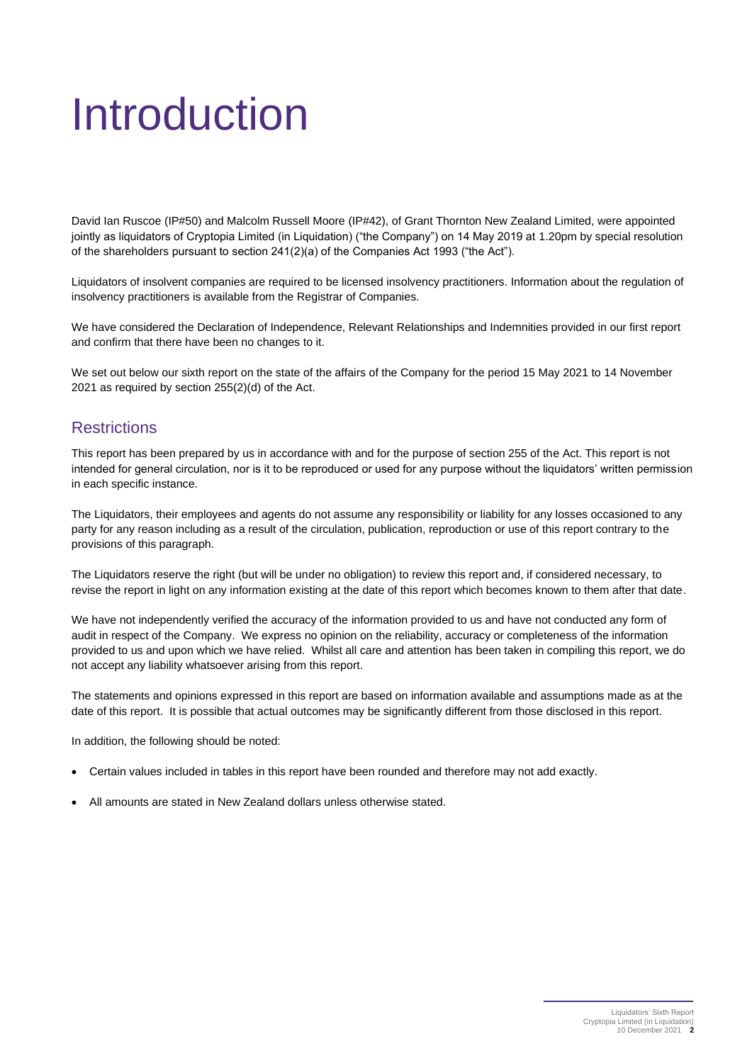# Introduction

David Ian Ruscoe (IP#50) and Malcolm Russell Moore (IP#42), of Grant Thornton New Zealand Limited, were appointed jointly as liquidators of Cryptopia Limited (in Liquidation) ("the Company") on 14 May 2019 at 1.20pm by special resolution of the shareholders pursuant to section 241(2)(a) of the Companies Act 1993 ("the Act").

Liquidators of insolvent companies are required to be licensed insolvency practitioners. Information about the regulation of insolvency practitioners is available from the Registrar of Companies.

We have considered the Declaration of Independence, Relevant Relationships and Indemnities provided in our first report and confirm that there have been no changes to it.

We set out below our sixth report on the state of the affairs of the Company for the period 15 May 2021 to 14 November 2021 as required by section 255(2)(d) of the Act.

## Restrictions

This report has been prepared by us in accordance with and for the purpose of section 255 of the Act. This report is not intended for general circulation, nor is it to be reproduced or used for any purpose without the liquidators' written permission in each specific instance.

The Liquidators, their employees and agents do not assume any responsibility or liability for any losses occasioned to any party for any reason including as a result of the circulation, publication, reproduction or use of this report contrary to the provisions of this paragraph.

The Liquidators reserve the right (but will be under no obligation) to review this report and, if considered necessary, to revise the report in light on any information existing at the date of this report which becomes known to them after that date.

We have not independently verified the accuracy of the information provided to us and have not conducted any form of audit in respect of the Company. We express no opinion on the reliability, accuracy or completeness of the information provided to us and upon which we have relied. Whilst all care and attention has been taken in compiling this report, we do not accept any liability whatsoever arising from this report.

The statements and opinions expressed in this report are based on information available and assumptions made as at the date of this report. It is possible that actual outcomes may be significantly different from those disclosed in this report.

In addition, the following should be noted:

- Certain values included in tables in this report have been rounded and therefore may not add exactly.
- All amounts are stated in New Zealand dollars unless otherwise stated.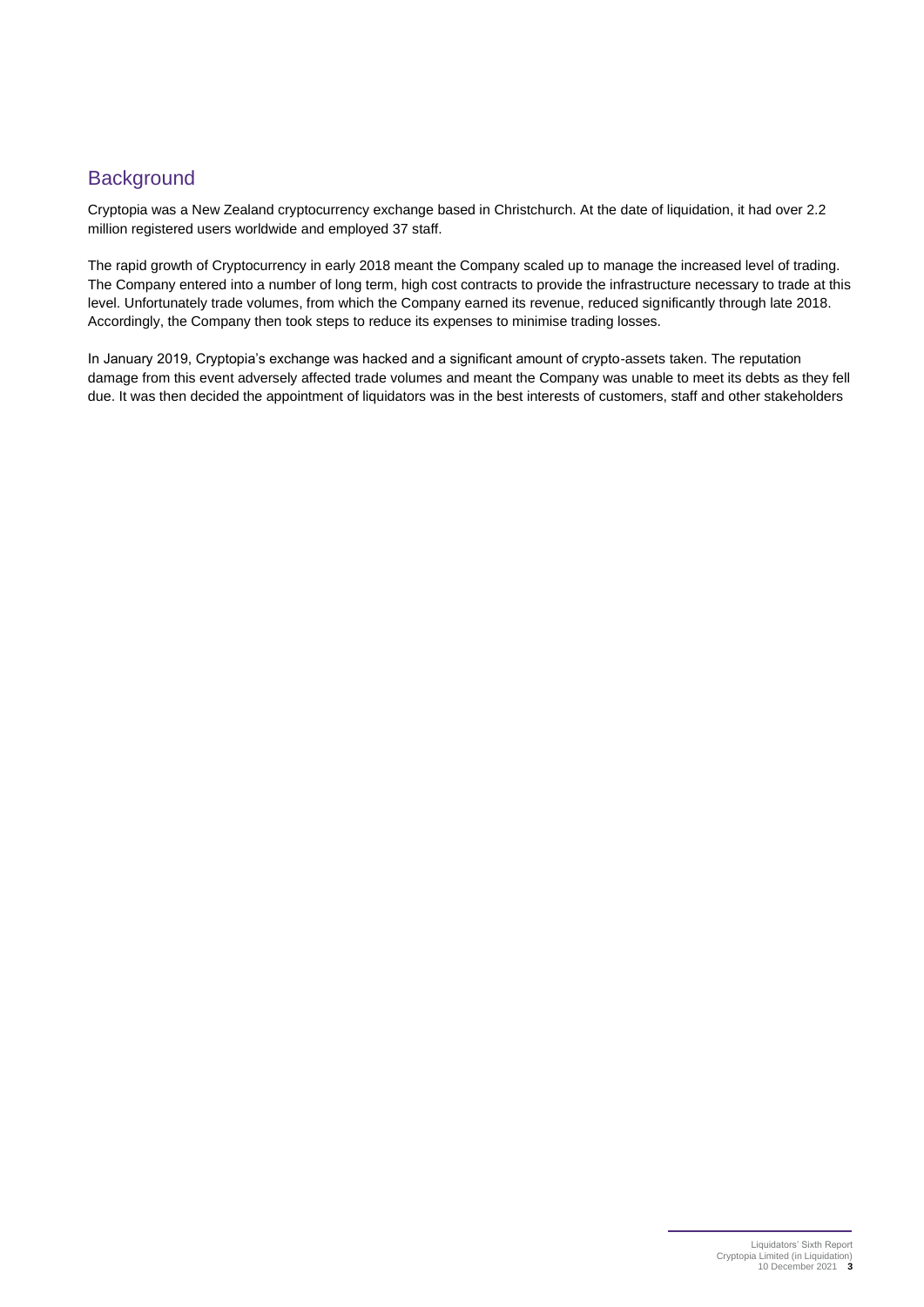## Background

Cryptopia was a New Zealand cryptocurrency exchange based in Christchurch. At the date of liquidation, it had over 2.2 million registered users worldwide and employed 37 staff.

The rapid growth of Cryptocurrency in early 2018 meant the Company scaled up to manage the increased level of trading. The Company entered into a number of long term, high cost contracts to provide the infrastructure necessary to trade at this level. Unfortunately trade volumes, from which the Company earned its revenue, reduced significantly through late 2018. Accordingly, the Company then took steps to reduce its expenses to minimise trading losses.

In January 2019, Cryptopia's exchange was hacked and a significant amount of crypto-assets taken. The reputation damage from this event adversely affected trade volumes and meant the Company was unable to meet its debts as they fell due. It was then decided the appointment of liquidators was in the best interests of customers, staff and other stakeholders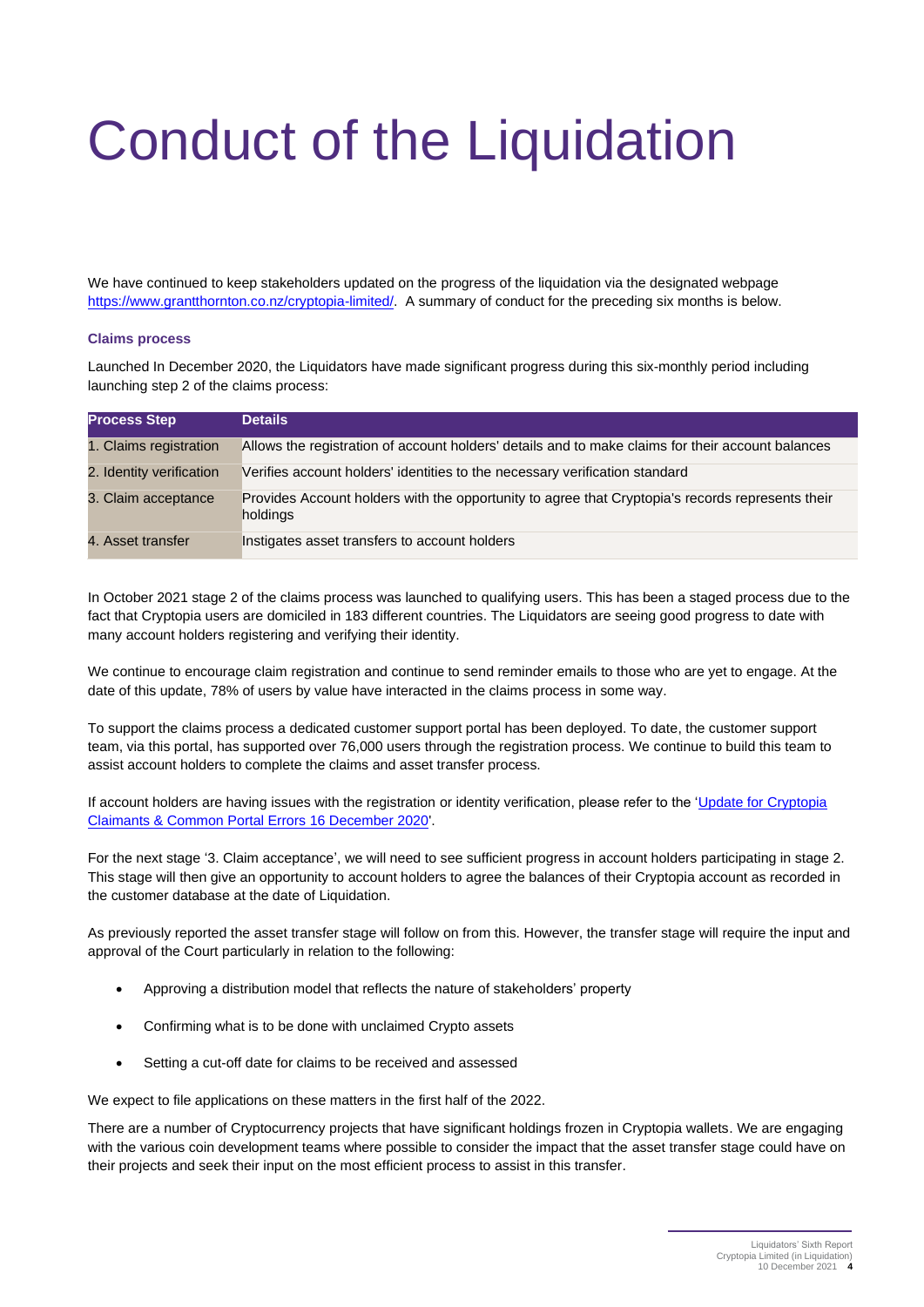# Conduct of the Liquidation

We have continued to keep stakeholders updated on the progress of the liquidation via the designated webpage https://www.grantthornton.co.nz/cryptopia-limited/. A summary of conduct for the preceding six months is below.

### Claims process

Launched In December 2020, the Liquidators have made significant progress during this six-monthly period including launching step 2 of the claims process:

| Process Step | Details |
|---|---|
| 1. Claims registration | Allows the registration of account holders' details and to make claims for their account balances |
| 2. Identity verification | Verifies account holders' identities to the necessary verification standard |
| 3. Claim acceptance | Provides Account holders with the opportunity to agree that Cryptopia's records represents their holdings |
| 4. Asset transfer | Instigates asset transfers to account holders |

In October 2021 stage 2 of the claims process was launched to qualifying users. This has been a staged process due to the fact that Cryptopia users are domiciled in 183 different countries. The Liquidators are seeing good progress to date with many account holders registering and verifying their identity.

We continue to encourage claim registration and continue to send reminder emails to those who are yet to engage. At the date of this update, 78% of users by value have interacted in the claims process in some way.

To support the claims process a dedicated customer support portal has been deployed. To date, the customer support team, via this portal, has supported over 76,000 users through the registration process. We continue to build this team to assist account holders to complete the claims and asset transfer process.

If account holders are having issues with the registration or identity verification, please refer to the 'Update for Cryptopia Claimants & Common Portal Errors 16 December 2020'.

For the next stage '3. Claim acceptance', we will need to see sufficient progress in account holders participating in stage 2. This stage will then give an opportunity to account holders to agree the balances of their Cryptopia account as recorded in the customer database at the date of Liquidation.

As previously reported the asset transfer stage will follow on from this. However, the transfer stage will require the input and approval of the Court particularly in relation to the following:

- Approving a distribution model that reflects the nature of stakeholders' property
- Confirming what is to be done with unclaimed Crypto assets
- Setting a cut-off date for claims to be received and assessed

We expect to file applications on these matters in the first half of the 2022.

There are a number of Cryptocurrency projects that have significant holdings frozen in Cryptopia wallets. We are engaging with the various coin development teams where possible to consider the impact that the asset transfer stage could have on their projects and seek their input on the most efficient process to assist in this transfer.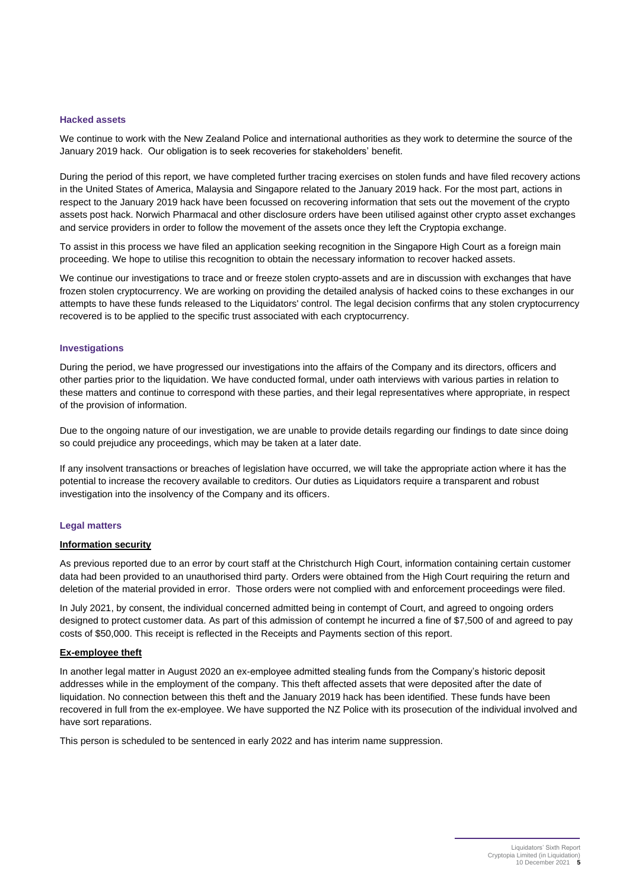## Hacked assets

We continue to work with the New Zealand Police and international authorities as they work to determine the source of the January 2019 hack. Our obligation is to seek recoveries for stakeholders' benefit.

During the period of this report, we have completed further tracing exercises on stolen funds and have filed recovery actions in the United States of America, Malaysia and Singapore related to the January 2019 hack. For the most part, actions in respect to the January 2019 hack have been focussed on recovering information that sets out the movement of the crypto assets post hack. Norwich Pharmacal and other disclosure orders have been utilised against other crypto asset exchanges and service providers in order to follow the movement of the assets once they left the Cryptopia exchange.

To assist in this process we have filed an application seeking recognition in the Singapore High Court as a foreign main proceeding. We hope to utilise this recognition to obtain the necessary information to recover hacked assets.

We continue our investigations to trace and or freeze stolen crypto-assets and are in discussion with exchanges that have frozen stolen cryptocurrency. We are working on providing the detailed analysis of hacked coins to these exchanges in our attempts to have these funds released to the Liquidators' control. The legal decision confirms that any stolen cryptocurrency recovered is to be applied to the specific trust associated with each cryptocurrency.

## Investigations

During the period, we have progressed our investigations into the affairs of the Company and its directors, officers and other parties prior to the liquidation. We have conducted formal, under oath interviews with various parties in relation to these matters and continue to correspond with these parties, and their legal representatives where appropriate, in respect of the provision of information.

Due to the ongoing nature of our investigation, we are unable to provide details regarding our findings to date since doing so could prejudice any proceedings, which may be taken at a later date.

If any insolvent transactions or breaches of legislation have occurred, we will take the appropriate action where it has the potential to increase the recovery available to creditors. Our duties as Liquidators require a transparent and robust investigation into the insolvency of the Company and its officers.

## Legal matters

### Information security

As previous reported due to an error by court staff at the Christchurch High Court, information containing certain customer data had been provided to an unauthorised third party. Orders were obtained from the High Court requiring the return and deletion of the material provided in error. Those orders were not complied with and enforcement proceedings were filed.

In July 2021, by consent, the individual concerned admitted being in contempt of Court, and agreed to ongoing orders designed to protect customer data. As part of this admission of contempt he incurred a fine of $7,500 of and agreed to pay costs of $50,000. This receipt is reflected in the Receipts and Payments section of this report.

### Ex-employee theft

In another legal matter in August 2020 an ex-employee admitted stealing funds from the Company's historic deposit addresses while in the employment of the company. This theft affected assets that were deposited after the date of liquidation. No connection between this theft and the January 2019 hack has been identified. These funds have been recovered in full from the ex-employee. We have supported the NZ Police with its prosecution of the individual involved and have sort reparations.

This person is scheduled to be sentenced in early 2022 and has interim name suppression.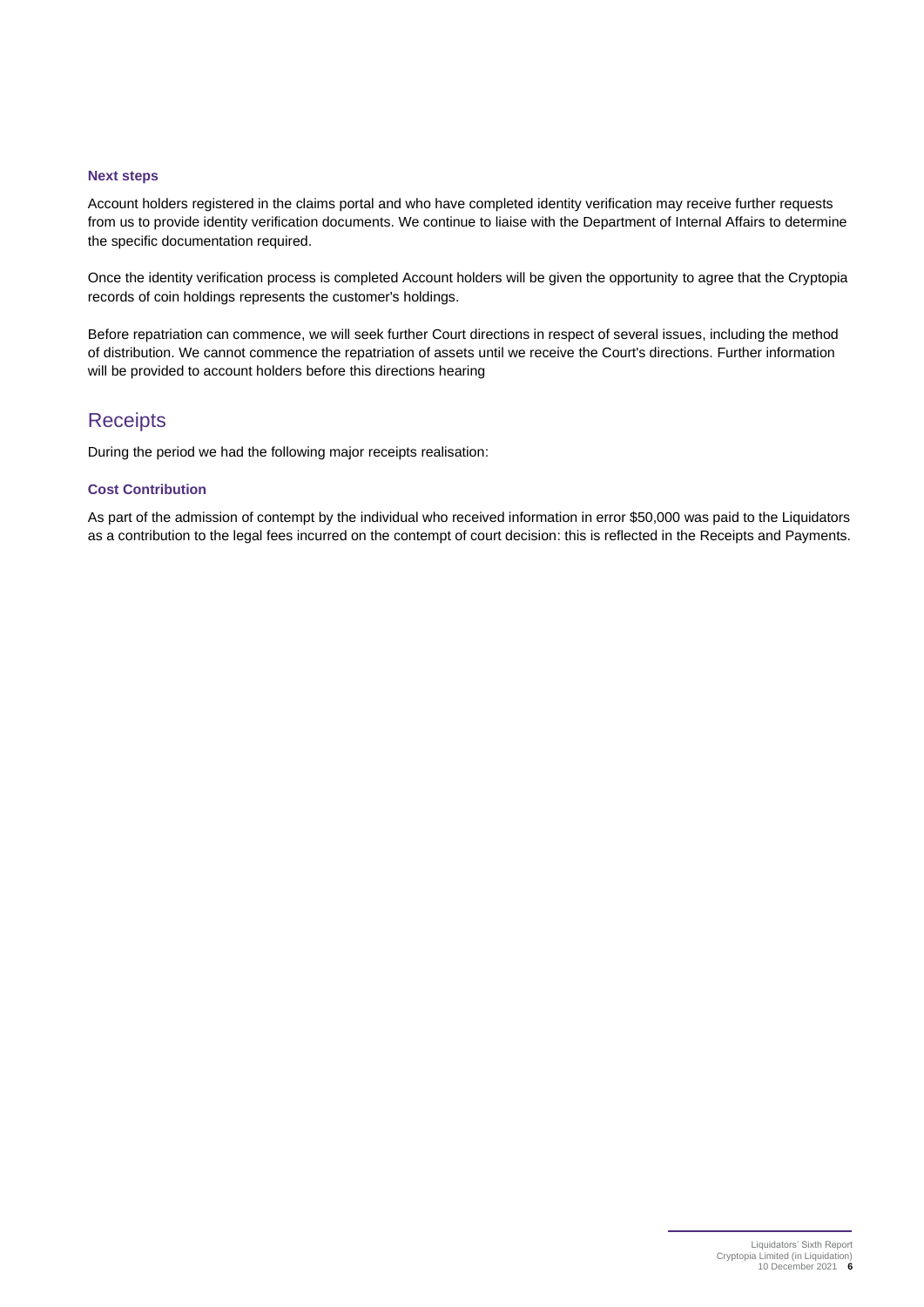### Next steps

Account holders registered in the claims portal and who have completed identity verification may receive further requests from us to provide identity verification documents. We continue to liaise with the Department of Internal Affairs to determine the specific documentation required.

Once the identity verification process is completed Account holders will be given the opportunity to agree that the Cryptopia records of coin holdings represents the customer's holdings.

Before repatriation can commence, we will seek further Court directions in respect of several issues, including the method of distribution. We cannot commence the repatriation of assets until we receive the Court's directions. Further information will be provided to account holders before this directions hearing

## Receipts

During the period we had the following major receipts realisation:

### Cost Contribution

As part of the admission of contempt by the individual who received information in error $50,000 was paid to the Liquidators as a contribution to the legal fees incurred on the contempt of court decision: this is reflected in the Receipts and Payments.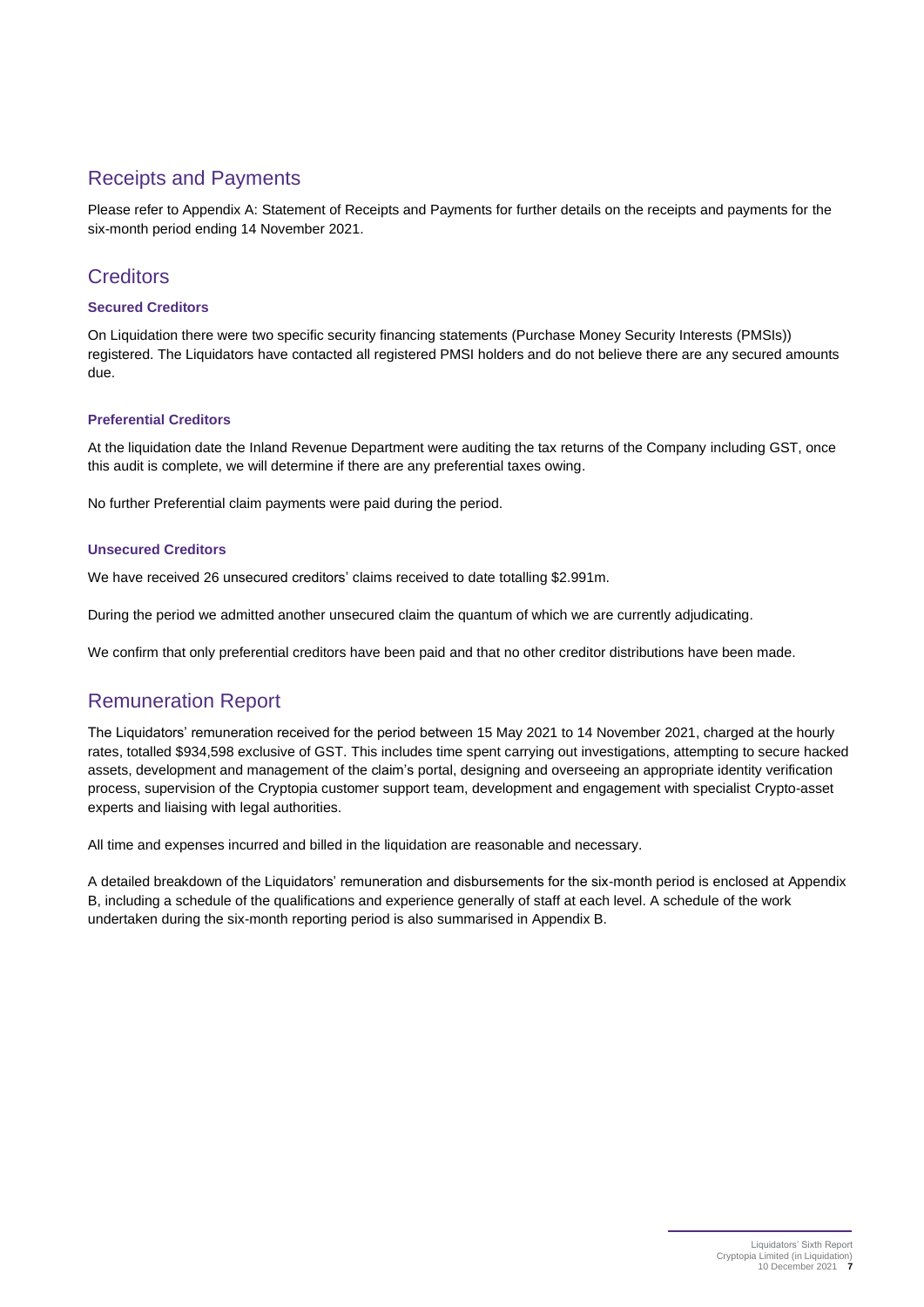## Receipts and Payments

Please refer to Appendix A: Statement of Receipts and Payments for further details on the receipts and payments for the six-month period ending 14 November 2021.

## Creditors

### Secured Creditors

On Liquidation there were two specific security financing statements (Purchase Money Security Interests (PMSIs)) registered. The Liquidators have contacted all registered PMSI holders and do not believe there are any secured amounts due.

### Preferential Creditors

At the liquidation date the Inland Revenue Department were auditing the tax returns of the Company including GST, once this audit is complete, we will determine if there are any preferential taxes owing.

No further Preferential claim payments were paid during the period.

### Unsecured Creditors

We have received 26 unsecured creditors' claims received to date totalling $2.991m.

During the period we admitted another unsecured claim the quantum of which we are currently adjudicating.

We confirm that only preferential creditors have been paid and that no other creditor distributions have been made.

## Remuneration Report

The Liquidators' remuneration received for the period between 15 May 2021 to 14 November 2021, charged at the hourly rates, totalled $934,598 exclusive of GST. This includes time spent carrying out investigations, attempting to secure hacked assets, development and management of the claim's portal, designing and overseeing an appropriate identity verification process, supervision of the Cryptopia customer support team, development and engagement with specialist Crypto-asset experts and liaising with legal authorities.

All time and expenses incurred and billed in the liquidation are reasonable and necessary.

A detailed breakdown of the Liquidators' remuneration and disbursements for the six-month period is enclosed at Appendix B, including a schedule of the qualifications and experience generally of staff at each level. A schedule of the work undertaken during the six-month reporting period is also summarised in Appendix B.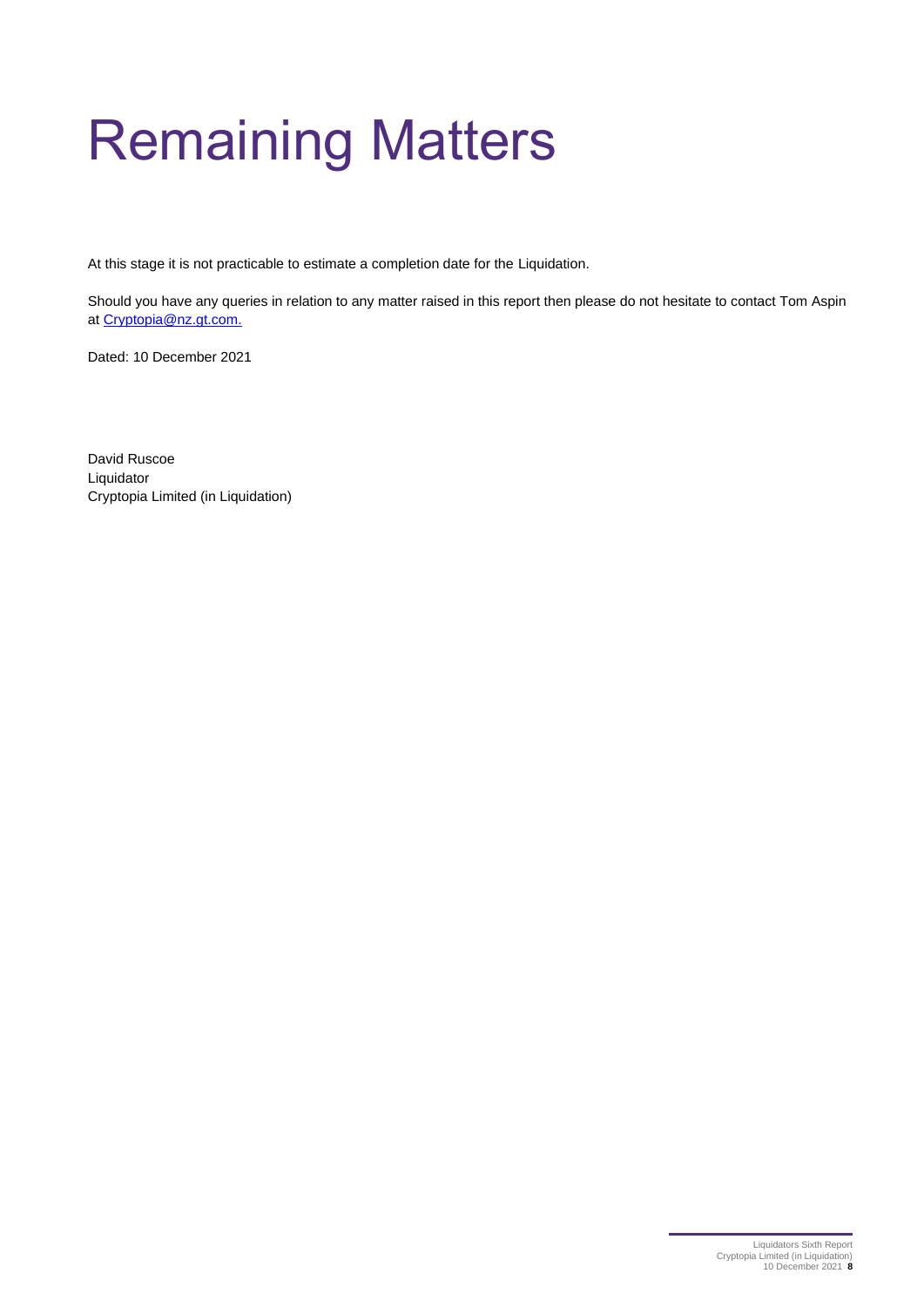# Remaining Matters

At this stage it is not practicable to estimate a completion date for the Liquidation.

Should you have any queries in relation to any matter raised in this report then please do not hesitate to contact Tom Aspin at [Cryptopia@nz.gt.com.](mailto:Cryptopia@nz.gt.com)

Dated: 10 December 2021

David Ruscoe
Liquidator
Cryptopia Limited (in Liquidation)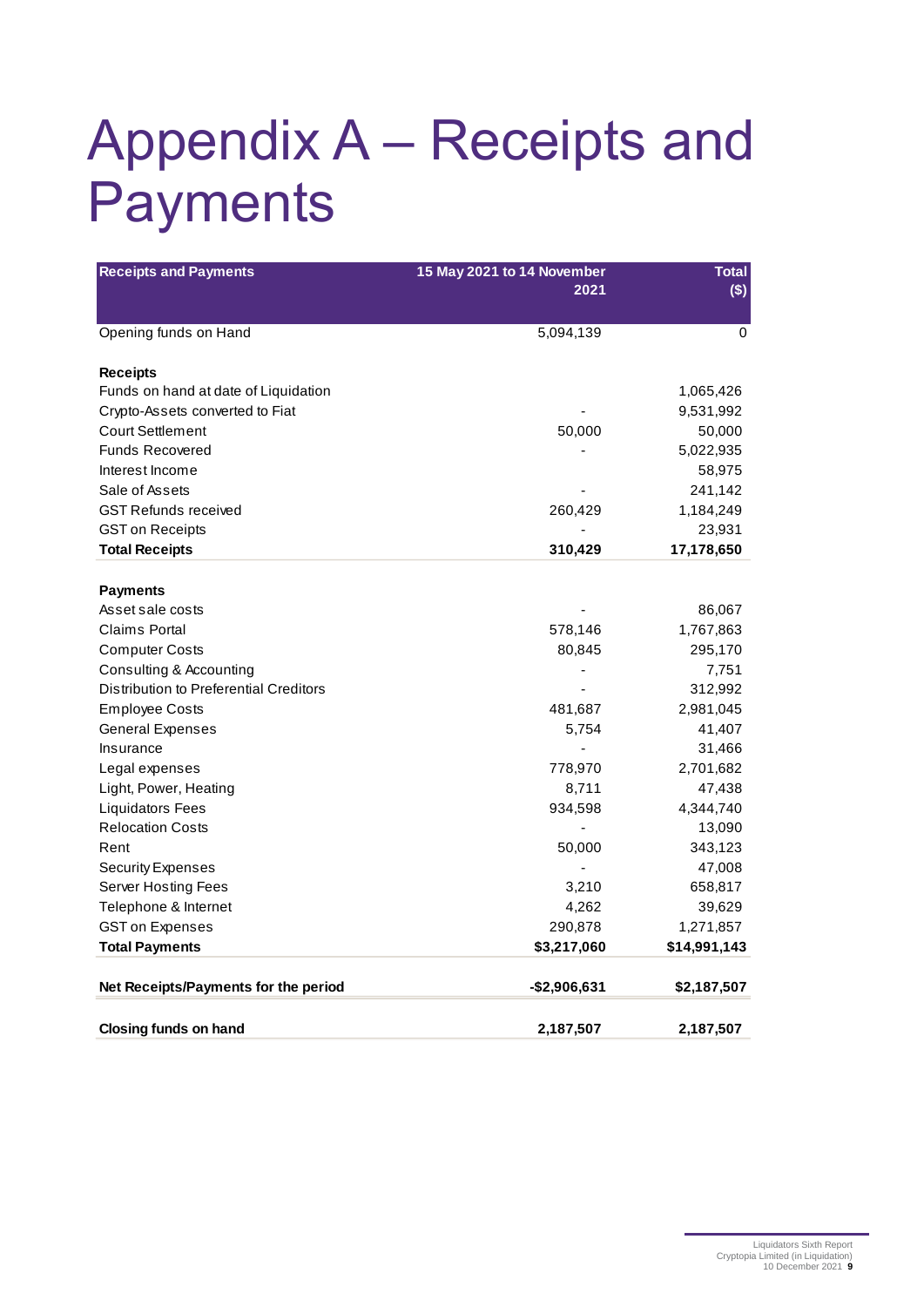# Appendix A – Receipts and Payments

| Receipts and Payments | 15 May 2021 to 14 November 2021 | Total ($) |
|---|---|---|
| Opening funds on Hand | 5,094,139 | 0 |
| | | |
| **Receipts** | | |
| Funds on hand at date of Liquidation | | 1,065,426 |
| Crypto-Assets converted to Fiat | - | 9,531,992 |
| Court Settlement | 50,000 | 50,000 |
| Funds Recovered | - | 5,022,935 |
| Interest Income | | 58,975 |
| Sale of Assets | - | 241,142 |
| GST Refunds received | 260,429 | 1,184,249 |
| GST on Receipts | - | 23,931 |
| **Total Receipts** | **310,429** | **17,178,650** |
| | | |
| **Payments** | | |
| Asset sale costs | - | 86,067 |
| Claims Portal | 578,146 | 1,767,863 |
| Computer Costs | 80,845 | 295,170 |
| Consulting & Accounting | - | 7,751 |
| Distribution to Preferential Creditors | - | 312,992 |
| Employee Costs | 481,687 | 2,981,045 |
| General Expenses | 5,754 | 41,407 |
| Insurance | - | 31,466 |
| Legal expenses | 778,970 | 2,701,682 |
| Light, Power, Heating | 8,711 | 47,438 |
| Liquidators Fees | 934,598 | 4,344,740 |
| Relocation Costs | - | 13,090 |
| Rent | 50,000 | 343,123 |
| Security Expenses | - | 47,008 |
| Server Hosting Fees | 3,210 | 658,817 |
| Telephone & Internet | 4,262 | 39,629 |
| GST on Expenses | 290,878 | 1,271,857 |
| **Total Payments** | **$3,217,060** | **$14,991,143** |
| | | |
| **Net Receipts/Payments for the period** | **-$2,906,631** | **$2,187,507** |
| | | |
| **Closing funds on hand** | **2,187,507** | **2,187,507** |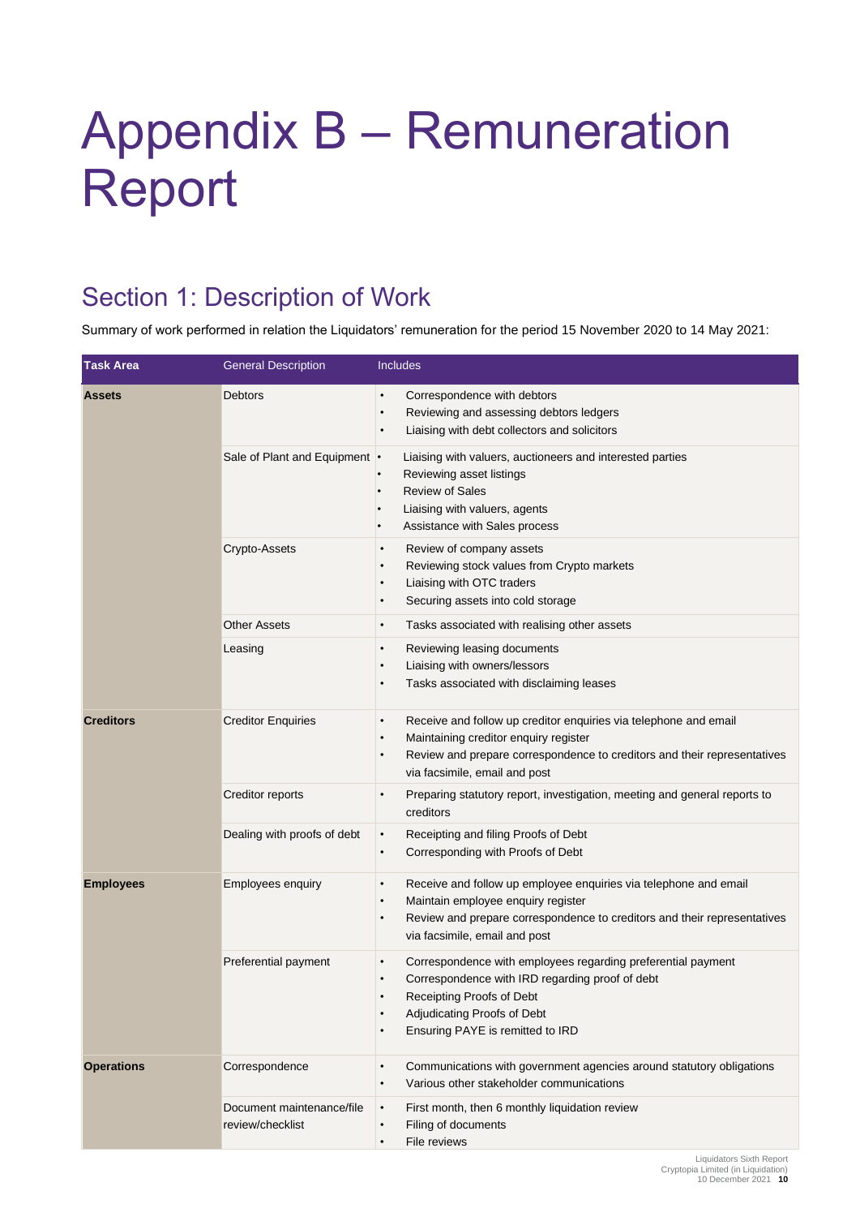# Appendix B – Remuneration Report

## Section 1: Description of Work

Summary of work performed in relation the Liquidators' remuneration for the period 15 November 2020 to 14 May 2021:

| Task Area | General Description | Includes |
|---|---|---|
| **Assets** | Debtors | • Correspondence with debtors<br>• Reviewing and assessing debtors ledgers<br>• Liaising with debt collectors and solicitors |
| | Sale of Plant and Equipment | • Liaising with valuers, auctioneers and interested parties<br>• Reviewing asset listings<br>• Review of Sales<br>• Liaising with valuers, agents<br>• Assistance with Sales process |
| | Crypto-Assets | • Review of company assets<br>• Reviewing stock values from Crypto markets<br>• Liaising with OTC traders<br>• Securing assets into cold storage |
| | Other Assets | • Tasks associated with realising other assets |
| | Leasing | • Reviewing leasing documents<br>• Liaising with owners/lessors<br>• Tasks associated with disclaiming leases |
| **Creditors** | Creditor Enquiries | • Receive and follow up creditor enquiries via telephone and email<br>• Maintaining creditor enquiry register<br>• Review and prepare correspondence to creditors and their representatives via facsimile, email and post |
| | Creditor reports | • Preparing statutory report, investigation, meeting and general reports to creditors |
| | Dealing with proofs of debt | • Receipting and filing Proofs of Debt<br>• Corresponding with Proofs of Debt |
| **Employees** | Employees enquiry | • Receive and follow up employee enquiries via telephone and email<br>• Maintain employee enquiry register<br>• Review and prepare correspondence to creditors and their representatives via facsimile, email and post |
| | Preferential payment | • Correspondence with employees regarding preferential payment<br>• Correspondence with IRD regarding proof of debt<br>• Receipting Proofs of Debt<br>• Adjudicating Proofs of Debt<br>• Ensuring PAYE is remitted to IRD |
| **Operations** | Correspondence | • Communications with government agencies around statutory obligations<br>• Various other stakeholder communications |
| | Document maintenance/file review/checklist | • First month, then 6 monthly liquidation review<br>• Filing of documents<br>• File reviews |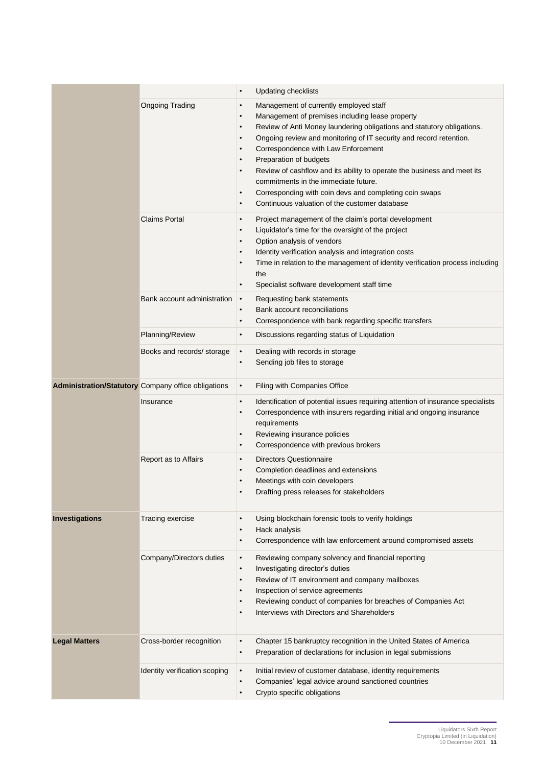| | | |
|---|---|---|
| | | • Updating checklists |
| | Ongoing Trading | • Management of currently employed staff<br>• Management of premises including lease property<br>• Review of Anti Money laundering obligations and statutory obligations.<br>• Ongoing review and monitoring of IT security and record retention.<br>• Correspondence with Law Enforcement<br>• Preparation of budgets<br>• Review of cashflow and its ability to operate the business and meet its commitments in the immediate future.<br>• Corresponding with coin devs and completing coin swaps<br>• Continuous valuation of the customer database |
| | Claims Portal | • Project management of the claim's portal development<br>• Liquidator's time for the oversight of the project<br>• Option analysis of vendors<br>• Identity verification analysis and integration costs<br>• Time in relation to the management of identity verification process including the<br>• Specialist software development staff time |
| | Bank account administration | • Requesting bank statements<br>• Bank account reconciliations<br>• Correspondence with bank regarding specific transfers |
| | Planning/Review | • Discussions regarding status of Liquidation |
| | Books and records/ storage | • Dealing with records in storage<br>• Sending job files to storage |
| **Administration/Statutory** | Company office obligations | • Filing with Companies Office |
| | Insurance | • Identification of potential issues requiring attention of insurance specialists<br>• Correspondence with insurers regarding initial and ongoing insurance requirements<br>• Reviewing insurance policies<br>• Correspondence with previous brokers |
| | Report as to Affairs | • Directors Questionnaire<br>• Completion deadlines and extensions<br>• Meetings with coin developers<br>• Drafting press releases for stakeholders |
| **Investigations** | Tracing exercise | • Using blockchain forensic tools to verify holdings<br>• Hack analysis<br>• Correspondence with law enforcement around compromised assets |
| | Company/Directors duties | • Reviewing company solvency and financial reporting<br>• Investigating director's duties<br>• Review of IT environment and company mailboxes<br>• Inspection of service agreements<br>• Reviewing conduct of companies for breaches of Companies Act<br>• Interviews with Directors and Shareholders |
| **Legal Matters** | Cross-border recognition | • Chapter 15 bankruptcy recognition in the United States of America<br>• Preparation of declarations for inclusion in legal submissions |
| | Identity verification scoping | • Initial review of customer database, identity requirements<br>• Companies' legal advice around sanctioned countries<br>• Crypto specific obligations |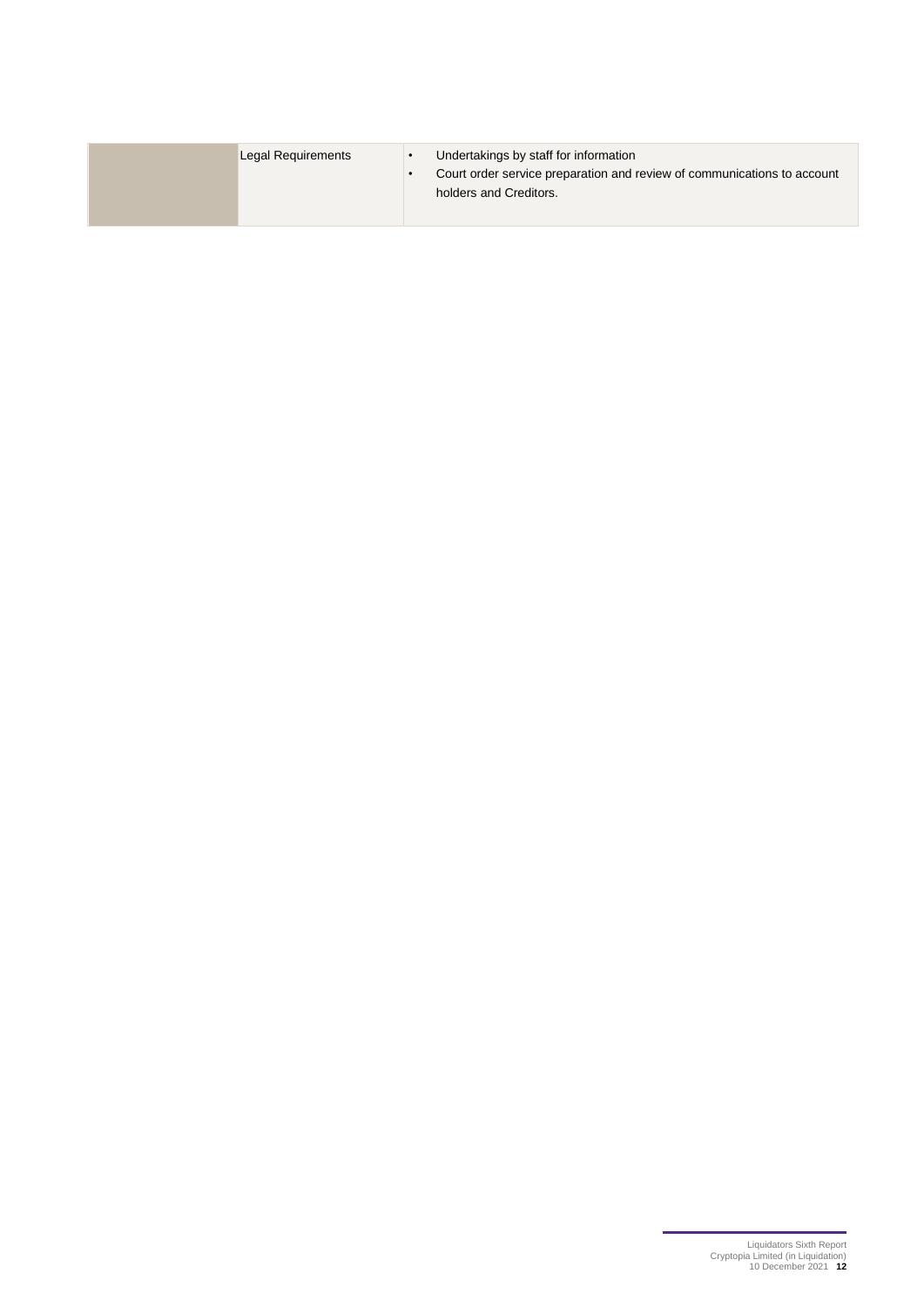| | | |
|---|---|---|
| | Legal Requirements | • Undertakings by staff for information<br>• Court order service preparation and review of communications to account holders and Creditors. |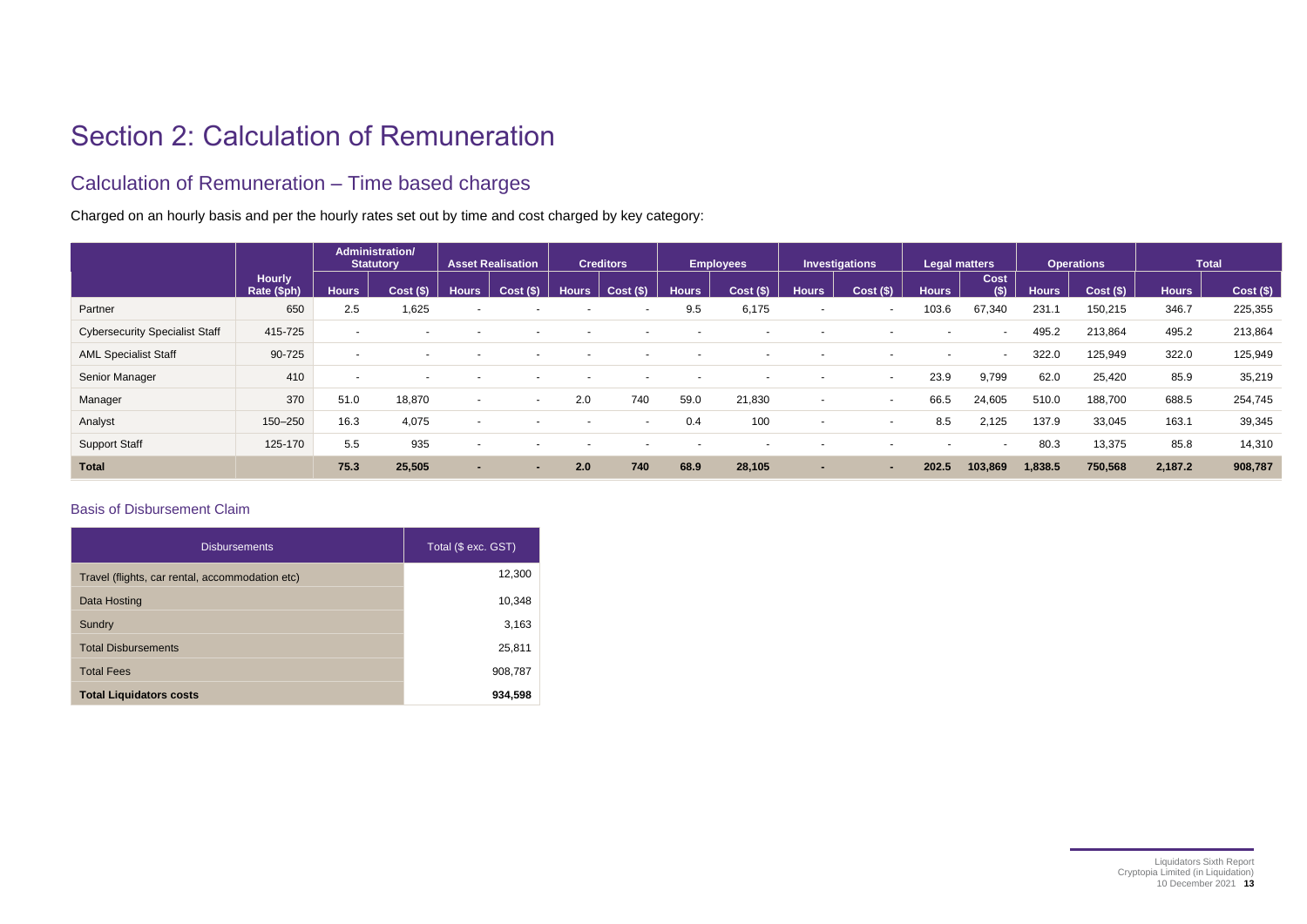# Section 2: Calculation of Remuneration

## Calculation of Remuneration – Time based charges

Charged on an hourly basis and per the hourly rates set out by time and cost charged by key category:

| | | Administration/ Statutory | | Asset Realisation | | Creditors | | Employees | | Investigations | | Legal matters | | Operations | | Total | |
|---|---|---|---|---|---|---|---|---|---|---|---|---|---|---|---|---|---|
| | Hourly Rate ($ph) | Hours | Cost ($) | Hours | Cost ($) | Hours | Cost ($) | Hours | Cost ($) | Hours | Cost ($) | Hours | Cost ($) | Hours | Cost ($) | Hours | Cost ($) |
| Partner | 650 | 2.5 | 1,625 | - | - | - | - | 9.5 | 6,175 | - | - | 103.6 | 67,340 | 231.1 | 150,215 | 346.7 | 225,355 |
| Cybersecurity Specialist Staff | 415-725 | - | - | - | - | - | - | - | - | - | - | - | - | 495.2 | 213,864 | 495.2 | 213,864 |
| AML Specialist Staff | 90-725 | - | - | - | - | - | - | - | - | - | - | - | - | 322.0 | 125,949 | 322.0 | 125,949 |
| Senior Manager | 410 | - | - | - | - | - | - | - | - | - | - | 23.9 | 9,799 | 62.0 | 25,420 | 85.9 | 35,219 |
| Manager | 370 | 51.0 | 18,870 | - | - | 2.0 | 740 | 59.0 | 21,830 | - | - | 66.5 | 24,605 | 510.0 | 188,700 | 688.5 | 254,745 |
| Analyst | 150–250 | 16.3 | 4,075 | - | - | - | - | 0.4 | 100 | - | - | 8.5 | 2,125 | 137.9 | 33,045 | 163.1 | 39,345 |
| Support Staff | 125-170 | 5.5 | 935 | - | - | - | - | - | - | - | - | - | - | 80.3 | 13,375 | 85.8 | 14,310 |
| **Total** | | **75.3** | **25,505** | **-** | **-** | **2.0** | **740** | **68.9** | **28,105** | **-** | **-** | **202.5** | **103,869** | **1,838.5** | **750,568** | **2,187.2** | **908,787** |

### Basis of Disbursement Claim

| Disbursements | Total ($ exc. GST) |
|---|---|
| Travel (flights, car rental, accommodation etc) | 12,300 |
| Data Hosting | 10,348 |
| Sundry | 3,163 |
| Total Disbursements | 25,811 |
| Total Fees | 908,787 |
| **Total Liquidators costs** | **934,598** |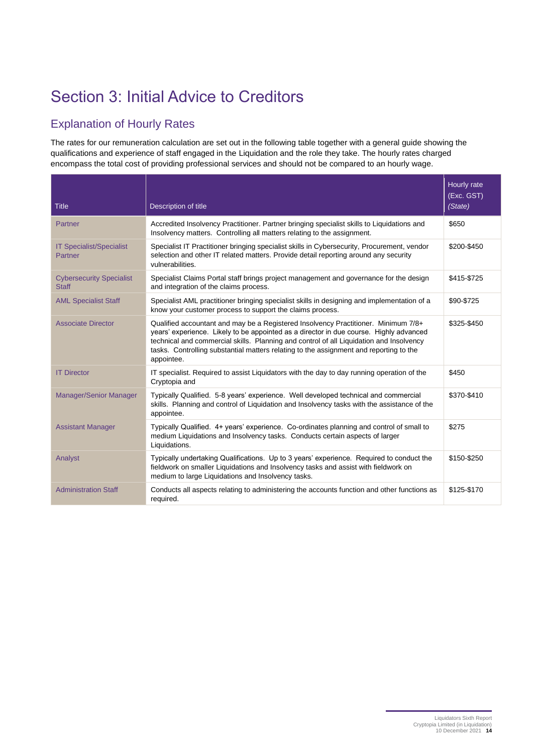# Section 3: Initial Advice to Creditors

## Explanation of Hourly Rates

The rates for our remuneration calculation are set out in the following table together with a general guide showing the qualifications and experience of staff engaged in the Liquidation and the role they take. The hourly rates charged encompass the total cost of providing professional services and should not be compared to an hourly wage.

| Title | Description of title | Hourly rate (Exc. GST) *(State)* |
|---|---|---|
| Partner | Accredited Insolvency Practitioner. Partner bringing specialist skills to Liquidations and Insolvency matters. Controlling all matters relating to the assignment. | $650 |
| IT Specialist/Specialist Partner | Specialist IT Practitioner bringing specialist skills in Cybersecurity, Procurement, vendor selection and other IT related matters. Provide detail reporting around any security vulnerabilities. | $200-$450 |
| Cybersecurity Specialist Staff | Specialist Claims Portal staff brings project management and governance for the design and integration of the claims process. | $415-$725 |
| AML Specialist Staff | Specialist AML practitioner bringing specialist skills in designing and implementation of a know your customer process to support the claims process. | $90-$725 |
| Associate Director | Qualified accountant and may be a Registered Insolvency Practitioner. Minimum 7/8+ years' experience. Likely to be appointed as a director in due course. Highly advanced technical and commercial skills. Planning and control of all Liquidation and Insolvency tasks. Controlling substantial matters relating to the assignment and reporting to the appointee. | $325-$450 |
| IT Director | IT specialist. Required to assist Liquidators with the day to day running operation of the Cryptopia and | $450 |
| Manager/Senior Manager | Typically Qualified. 5-8 years' experience. Well developed technical and commercial skills. Planning and control of Liquidation and Insolvency tasks with the assistance of the appointee. | $370-$410 |
| Assistant Manager | Typically Qualified. 4+ years' experience. Co-ordinates planning and control of small to medium Liquidations and Insolvency tasks. Conducts certain aspects of larger Liquidations. | $275 |
| Analyst | Typically undertaking Qualifications. Up to 3 years' experience. Required to conduct the fieldwork on smaller Liquidations and Insolvency tasks and assist with fieldwork on medium to large Liquidations and Insolvency tasks. | $150-$250 |
| Administration Staff | Conducts all aspects relating to administering the accounts function and other functions as required. | $125-$170 |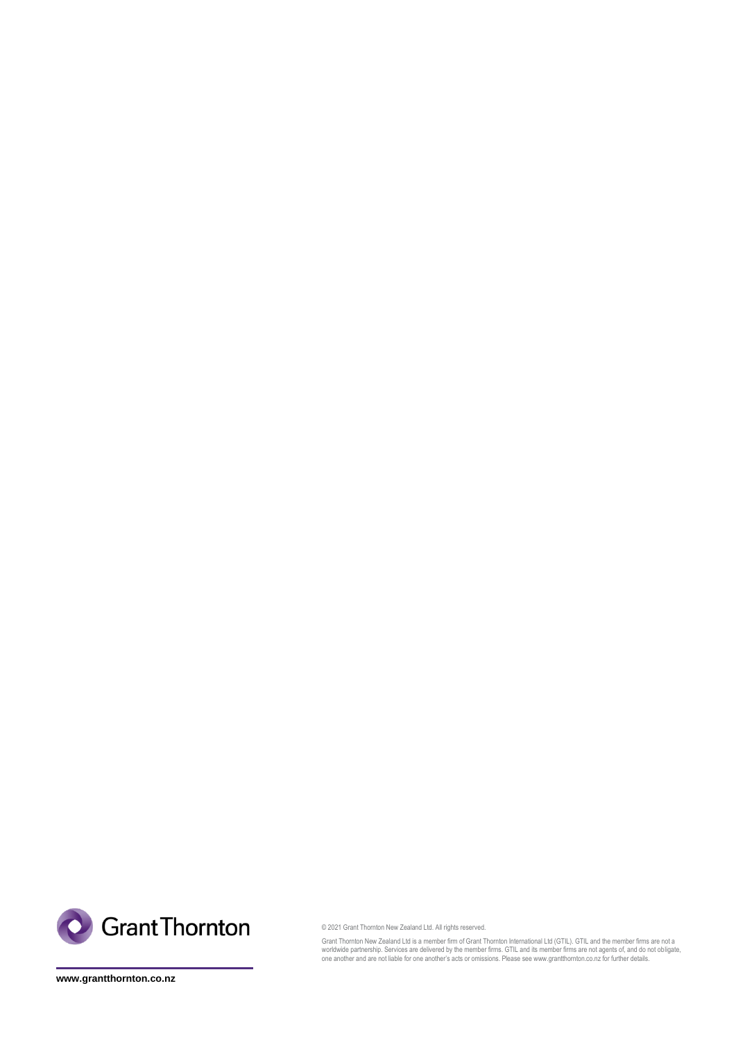Grant Thornton

© 2021 Grant Thornton New Zealand Ltd. All rights reserved.

Grant Thornton New Zealand Ltd is a member firm of Grant Thornton International Ltd (GTIL). GTIL and the member firms are not a worldwide partnership. Services are delivered by the member firms. GTIL and its member firms are not agents of, and do not obligate, one another and are not liable for one another's acts or omissions. Please see www.grantthornton.co.nz for further details.

**www.grantthornton.co.nz**